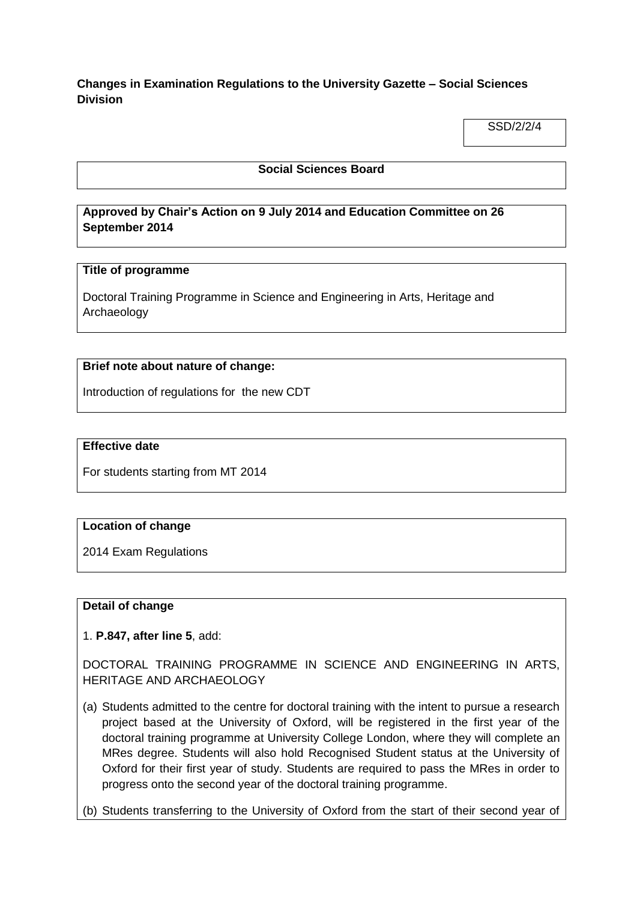**Changes in Examination Regulations to the University Gazette – Social Sciences Division**

SSD/2/2/4

**Social Sciences Board**

**Approved by Chair's Action on 9 July 2014 and Education Committee on 26 September 2014**

**Title of programme**

Doctoral Training Programme in Science and Engineering in Arts, Heritage and Archaeology

**Brief note about nature of change:**

Introduction of regulations for the new CDT

**Effective date**

For students starting from MT 2014

**Location of change**

2014 Exam Regulations

**Detail of change**

1. **P.847, after line 5**, add:

DOCTORAL TRAINING PROGRAMME IN SCIENCE AND ENGINEERING IN ARTS, HERITAGE AND ARCHAEOLOGY

(a) Students admitted to the centre for doctoral training with the intent to pursue a research project based at the University of Oxford, will be registered in the first year of the doctoral training programme at University College London, where they will complete an MRes degree. Students will also hold Recognised Student status at the University of Oxford for their first year of study. Students are required to pass the MRes in order to progress onto the second year of the doctoral training programme.

(b) Students transferring to the University of Oxford from the start of their second year of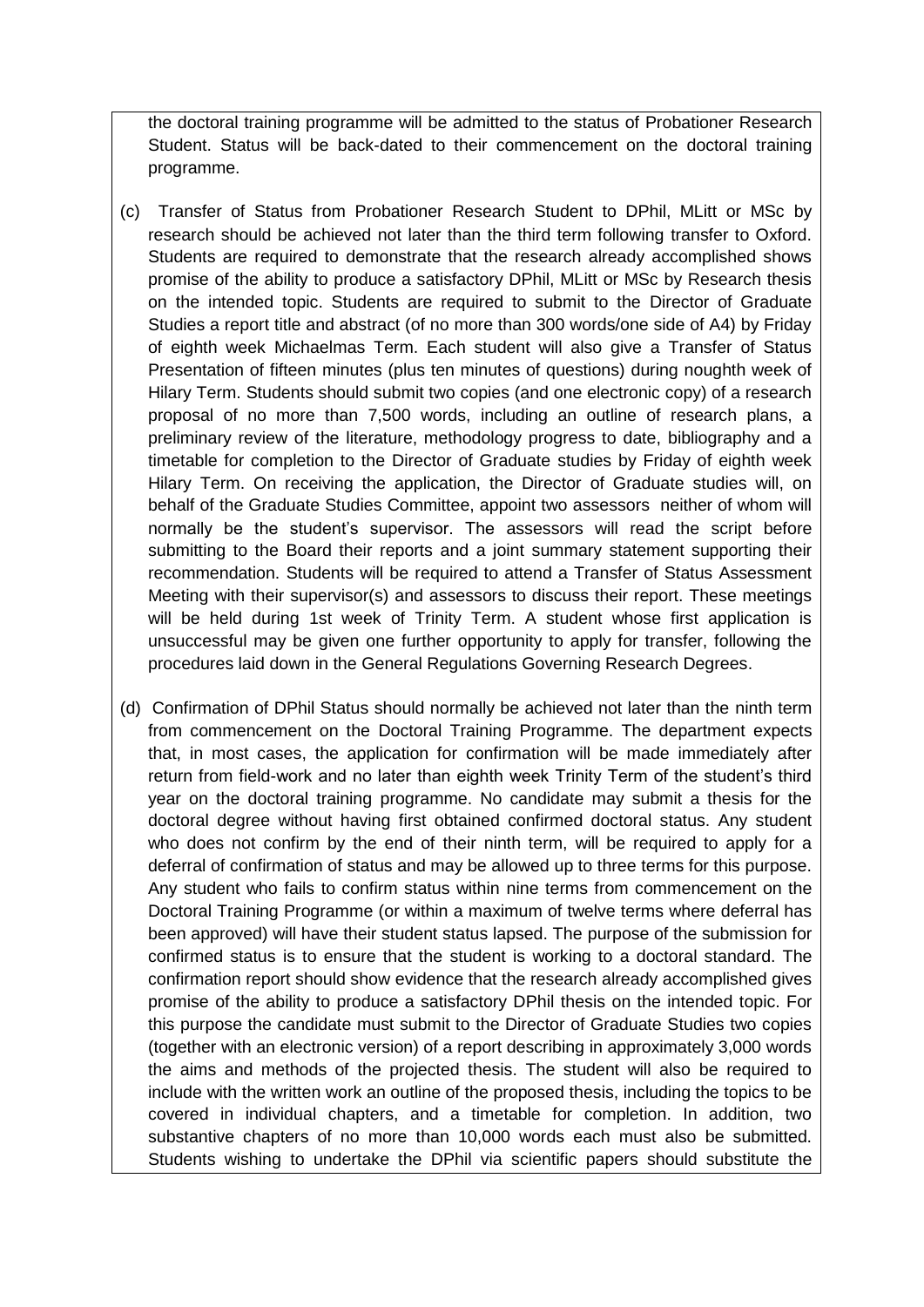the doctoral training programme will be admitted to the status of Probationer Research Student. Status will be back-dated to their commencement on the doctoral training programme.

(c) Transfer of Status from Probationer Research Student to DPhil, MLitt or MSc by research should be achieved not later than the third term following transfer to Oxford. Students are required to demonstrate that the research already accomplished shows promise of the ability to produce a satisfactory DPhil, MLitt or MSc by Research thesis on the intended topic. Students are required to submit to the Director of Graduate Studies a report title and abstract (of no more than 300 words/one side of A4) by Friday of eighth week Michaelmas Term. Each student will also give a Transfer of Status Presentation of fifteen minutes (plus ten minutes of questions) during noughth week of Hilary Term. Students should submit two copies (and one electronic copy) of a research proposal of no more than 7,500 words, including an outline of research plans, a preliminary review of the literature, methodology progress to date, bibliography and a timetable for completion to the Director of Graduate studies by Friday of eighth week Hilary Term. On receiving the application, the Director of Graduate studies will, on behalf of the Graduate Studies Committee, appoint two assessors neither of whom will normally be the student's supervisor. The assessors will read the script before submitting to the Board their reports and a joint summary statement supporting their recommendation. Students will be required to attend a Transfer of Status Assessment Meeting with their supervisor(s) and assessors to discuss their report. These meetings will be held during 1st week of Trinity Term. A student whose first application is unsuccessful may be given one further opportunity to apply for transfer, following the procedures laid down in the General Regulations Governing Research Degrees.

(d) Confirmation of DPhil Status should normally be achieved not later than the ninth term from commencement on the Doctoral Training Programme. The department expects that, in most cases, the application for confirmation will be made immediately after return from field-work and no later than eighth week Trinity Term of the student's third year on the doctoral training programme. No candidate may submit a thesis for the doctoral degree without having first obtained confirmed doctoral status. Any student who does not confirm by the end of their ninth term, will be required to apply for a deferral of confirmation of status and may be allowed up to three terms for this purpose. Any student who fails to confirm status within nine terms from commencement on the Doctoral Training Programme (or within a maximum of twelve terms where deferral has been approved) will have their student status lapsed. The purpose of the submission for confirmed status is to ensure that the student is working to a doctoral standard. The confirmation report should show evidence that the research already accomplished gives promise of the ability to produce a satisfactory DPhil thesis on the intended topic. For this purpose the candidate must submit to the Director of Graduate Studies two copies (together with an electronic version) of a report describing in approximately 3,000 words the aims and methods of the projected thesis. The student will also be required to include with the written work an outline of the proposed thesis, including the topics to be covered in individual chapters, and a timetable for completion. In addition, two substantive chapters of no more than 10,000 words each must also be submitted. Students wishing to undertake the DPhil via scientific papers should substitute the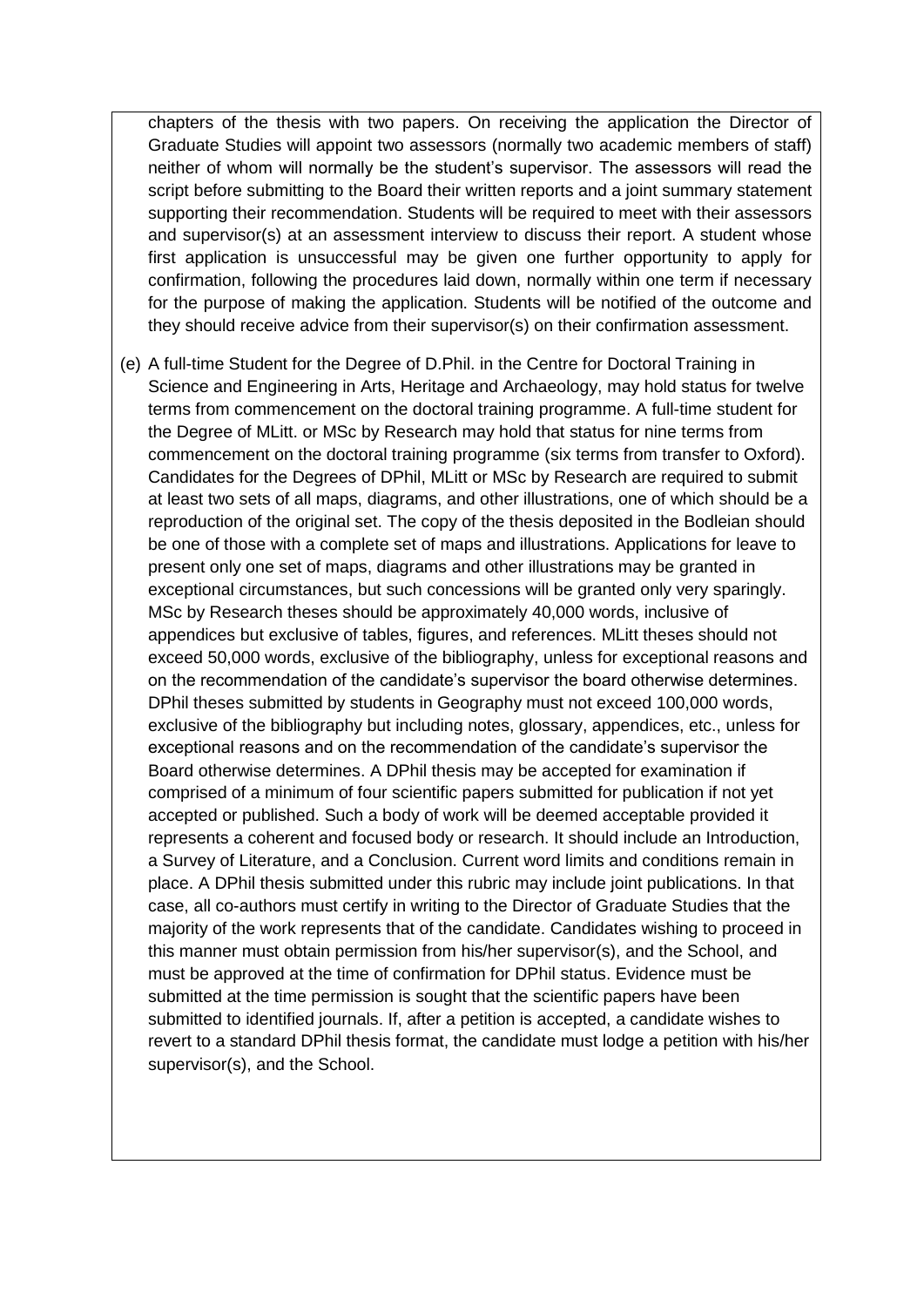chapters of the thesis with two papers. On receiving the application the Director of Graduate Studies will appoint two assessors (normally two academic members of staff) neither of whom will normally be the student's supervisor. The assessors will read the script before submitting to the Board their written reports and a joint summary statement supporting their recommendation. Students will be required to meet with their assessors and supervisor(s) at an assessment interview to discuss their report. A student whose first application is unsuccessful may be given one further opportunity to apply for confirmation, following the procedures laid down, normally within one term if necessary for the purpose of making the application. Students will be notified of the outcome and they should receive advice from their supervisor(s) on their confirmation assessment.

(e) A full-time Student for the Degree of D.Phil. in the Centre for Doctoral Training in Science and Engineering in Arts, Heritage and Archaeology, may hold status for twelve terms from commencement on the doctoral training programme. A full-time student for the Degree of MLitt. or MSc by Research may hold that status for nine terms from commencement on the doctoral training programme (six terms from transfer to Oxford). Candidates for the Degrees of DPhil, MLitt or MSc by Research are required to submit at least two sets of all maps, diagrams, and other illustrations, one of which should be a reproduction of the original set. The copy of the thesis deposited in the Bodleian should be one of those with a complete set of maps and illustrations. Applications for leave to present only one set of maps, diagrams and other illustrations may be granted in exceptional circumstances, but such concessions will be granted only very sparingly. MSc by Research theses should be approximately 40,000 words, inclusive of appendices but exclusive of tables, figures, and references. MLitt theses should not exceed 50,000 words, exclusive of the bibliography, unless for exceptional reasons and on the recommendation of the candidate's supervisor the board otherwise determines. DPhil theses submitted by students in Geography must not exceed 100,000 words, exclusive of the bibliography but including notes, glossary, appendices, etc., unless for exceptional reasons and on the recommendation of the candidate's supervisor the Board otherwise determines. A DPhil thesis may be accepted for examination if comprised of a minimum of four scientific papers submitted for publication if not yet accepted or published. Such a body of work will be deemed acceptable provided it represents a coherent and focused body or research. It should include an Introduction, a Survey of Literature, and a Conclusion. Current word limits and conditions remain in place. A DPhil thesis submitted under this rubric may include joint publications. In that case, all co-authors must certify in writing to the Director of Graduate Studies that the majority of the work represents that of the candidate. Candidates wishing to proceed in this manner must obtain permission from his/her supervisor(s), and the School, and must be approved at the time of confirmation for DPhil status. Evidence must be submitted at the time permission is sought that the scientific papers have been submitted to identified journals. If, after a petition is accepted, a candidate wishes to revert to a standard DPhil thesis format, the candidate must lodge a petition with his/her supervisor(s), and the School.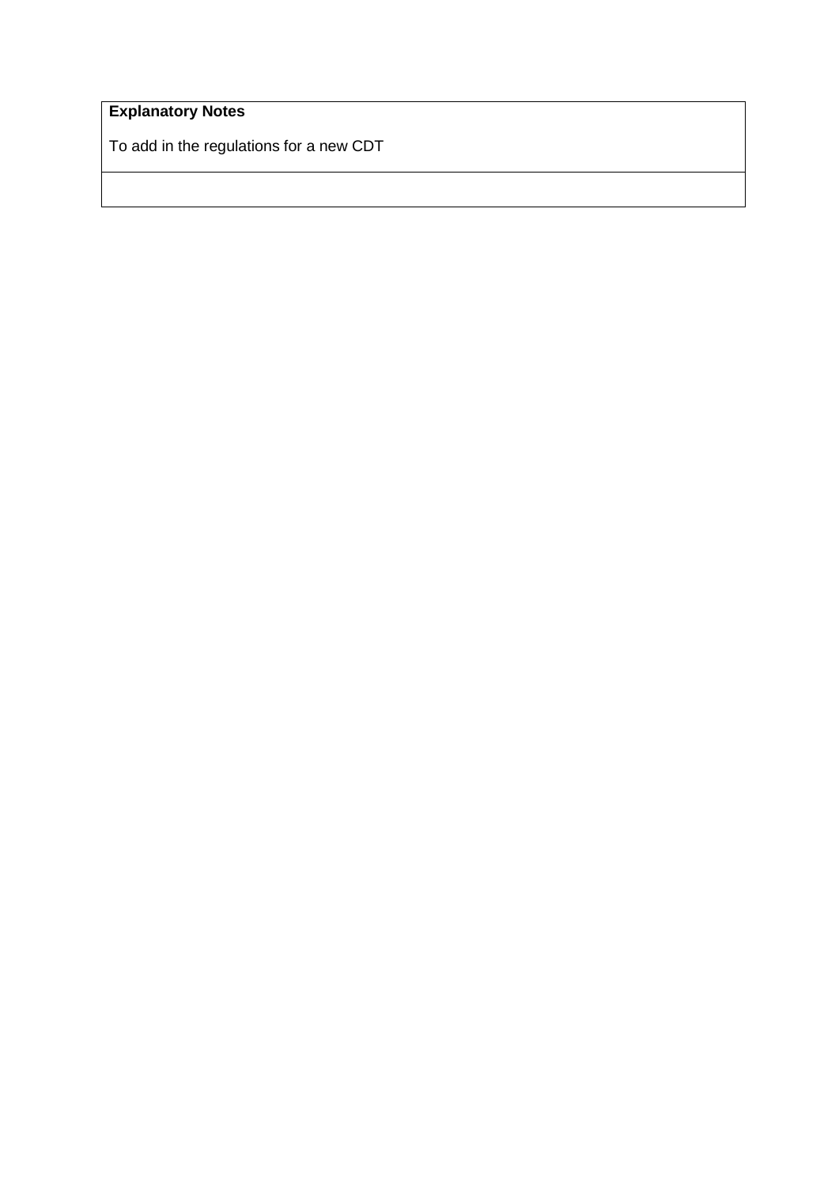| **Explanatory Notes**<br><br>To add in the regulations for a new CDT |
| --- |
| |